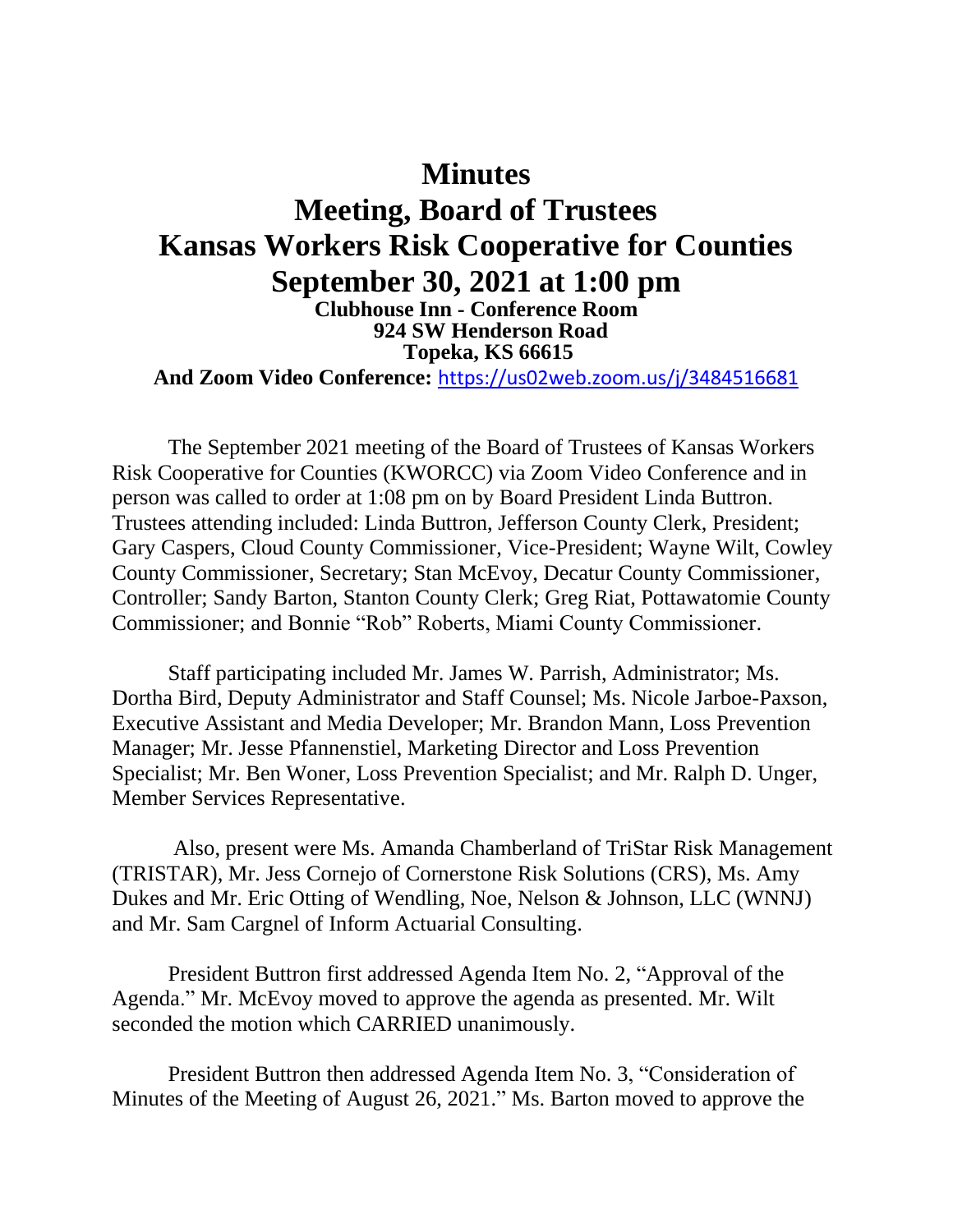# Minutes

# Meeting, Board of Trustees

# Kansas Workers Risk Cooperative for Counties

# September 30, 2021 at 1:00 pm

**Clubhouse Inn - Conference Room**
**924 SW Henderson Road**
**Topeka, KS 66615**

**And Zoom Video Conference:** https://us02web.zoom.us/j/3484516681

The September 2021 meeting of the Board of Trustees of Kansas Workers Risk Cooperative for Counties (KWORCC) via Zoom Video Conference and in person was called to order at 1:08 pm on by Board President Linda Buttron. Trustees attending included: Linda Buttron, Jefferson County Clerk, President; Gary Caspers, Cloud County Commissioner, Vice-President; Wayne Wilt, Cowley County Commissioner, Secretary; Stan McEvoy, Decatur County Commissioner, Controller; Sandy Barton, Stanton County Clerk; Greg Riat, Pottawatomie County Commissioner; and Bonnie "Rob" Roberts, Miami County Commissioner.

Staff participating included Mr. James W. Parrish, Administrator; Ms. Dortha Bird, Deputy Administrator and Staff Counsel; Ms. Nicole Jarboe-Paxson, Executive Assistant and Media Developer; Mr. Brandon Mann, Loss Prevention Manager; Mr. Jesse Pfannenstiel, Marketing Director and Loss Prevention Specialist; Mr. Ben Woner, Loss Prevention Specialist; and Mr. Ralph D. Unger, Member Services Representative.

Also, present were Ms. Amanda Chamberland of TriStar Risk Management (TRISTAR), Mr. Jess Cornejo of Cornerstone Risk Solutions (CRS), Ms. Amy Dukes and Mr. Eric Otting of Wendling, Noe, Nelson & Johnson, LLC (WNNJ) and Mr. Sam Cargnel of Inform Actuarial Consulting.

President Buttron first addressed Agenda Item No. 2, "Approval of the Agenda." Mr. McEvoy moved to approve the agenda as presented. Mr. Wilt seconded the motion which CARRIED unanimously.

President Buttron then addressed Agenda Item No. 3, "Consideration of Minutes of the Meeting of August 26, 2021." Ms. Barton moved to approve the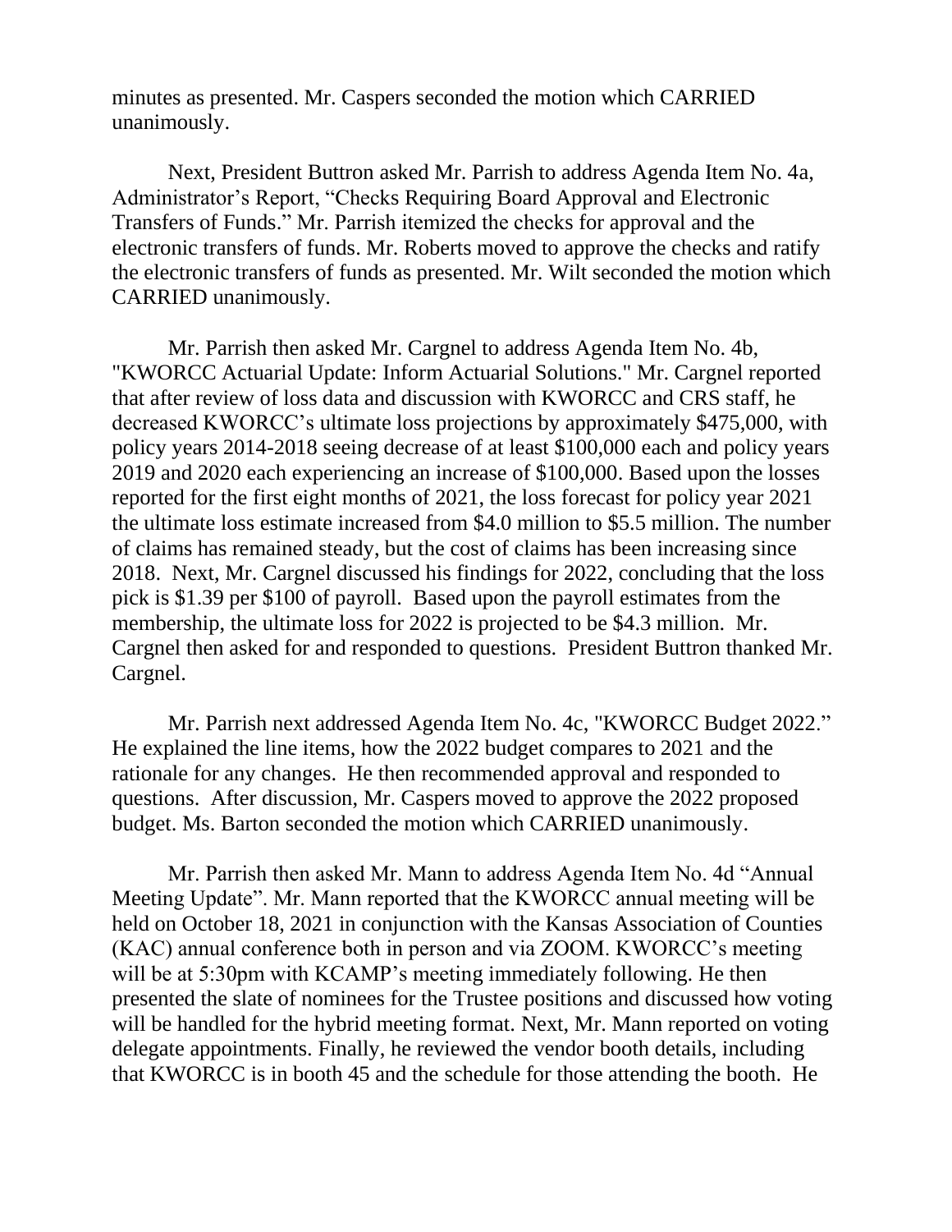minutes as presented. Mr. Caspers seconded the motion which CARRIED unanimously.

Next, President Buttron asked Mr. Parrish to address Agenda Item No. 4a, Administrator's Report, "Checks Requiring Board Approval and Electronic Transfers of Funds." Mr. Parrish itemized the checks for approval and the electronic transfers of funds. Mr. Roberts moved to approve the checks and ratify the electronic transfers of funds as presented. Mr. Wilt seconded the motion which CARRIED unanimously.

Mr. Parrish then asked Mr. Cargnel to address Agenda Item No. 4b, "KWORCC Actuarial Update: Inform Actuarial Solutions." Mr. Cargnel reported that after review of loss data and discussion with KWORCC and CRS staff, he decreased KWORCC's ultimate loss projections by approximately $475,000, with policy years 2014-2018 seeing decrease of at least $100,000 each and policy years 2019 and 2020 each experiencing an increase of $100,000. Based upon the losses reported for the first eight months of 2021, the loss forecast for policy year 2021 the ultimate loss estimate increased from $4.0 million to $5.5 million. The number of claims has remained steady, but the cost of claims has been increasing since 2018. Next, Mr. Cargnel discussed his findings for 2022, concluding that the loss pick is $1.39 per $100 of payroll. Based upon the payroll estimates from the membership, the ultimate loss for 2022 is projected to be $4.3 million. Mr. Cargnel then asked for and responded to questions. President Buttron thanked Mr. Cargnel.

Mr. Parrish next addressed Agenda Item No. 4c, "KWORCC Budget 2022." He explained the line items, how the 2022 budget compares to 2021 and the rationale for any changes. He then recommended approval and responded to questions. After discussion, Mr. Caspers moved to approve the 2022 proposed budget. Ms. Barton seconded the motion which CARRIED unanimously.

Mr. Parrish then asked Mr. Mann to address Agenda Item No. 4d "Annual Meeting Update". Mr. Mann reported that the KWORCC annual meeting will be held on October 18, 2021 in conjunction with the Kansas Association of Counties (KAC) annual conference both in person and via ZOOM. KWORCC's meeting will be at 5:30pm with KCAMP's meeting immediately following. He then presented the slate of nominees for the Trustee positions and discussed how voting will be handled for the hybrid meeting format. Next, Mr. Mann reported on voting delegate appointments. Finally, he reviewed the vendor booth details, including that KWORCC is in booth 45 and the schedule for those attending the booth. He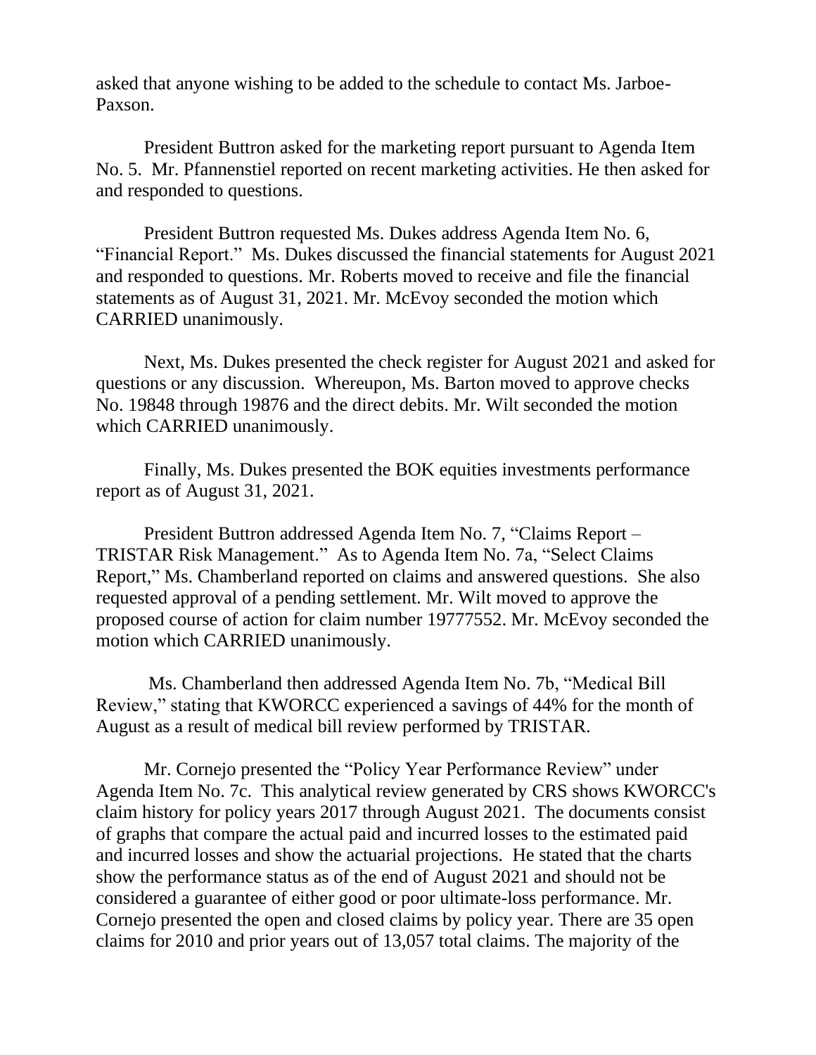asked that anyone wishing to be added to the schedule to contact Ms. Jarboe-Paxson.

President Buttron asked for the marketing report pursuant to Agenda Item No. 5. Mr. Pfannenstiel reported on recent marketing activities. He then asked for and responded to questions.

President Buttron requested Ms. Dukes address Agenda Item No. 6, "Financial Report." Ms. Dukes discussed the financial statements for August 2021 and responded to questions. Mr. Roberts moved to receive and file the financial statements as of August 31, 2021. Mr. McEvoy seconded the motion which CARRIED unanimously.

Next, Ms. Dukes presented the check register for August 2021 and asked for questions or any discussion. Whereupon, Ms. Barton moved to approve checks No. 19848 through 19876 and the direct debits. Mr. Wilt seconded the motion which CARRIED unanimously.

Finally, Ms. Dukes presented the BOK equities investments performance report as of August 31, 2021.

President Buttron addressed Agenda Item No. 7, "Claims Report – TRISTAR Risk Management." As to Agenda Item No. 7a, "Select Claims Report," Ms. Chamberland reported on claims and answered questions. She also requested approval of a pending settlement. Mr. Wilt moved to approve the proposed course of action for claim number 19777552. Mr. McEvoy seconded the motion which CARRIED unanimously.

Ms. Chamberland then addressed Agenda Item No. 7b, "Medical Bill Review," stating that KWORCC experienced a savings of 44% for the month of August as a result of medical bill review performed by TRISTAR.

Mr. Cornejo presented the "Policy Year Performance Review" under Agenda Item No. 7c. This analytical review generated by CRS shows KWORCC's claim history for policy years 2017 through August 2021. The documents consist of graphs that compare the actual paid and incurred losses to the estimated paid and incurred losses and show the actuarial projections. He stated that the charts show the performance status as of the end of August 2021 and should not be considered a guarantee of either good or poor ultimate-loss performance. Mr. Cornejo presented the open and closed claims by policy year. There are 35 open claims for 2010 and prior years out of 13,057 total claims. The majority of the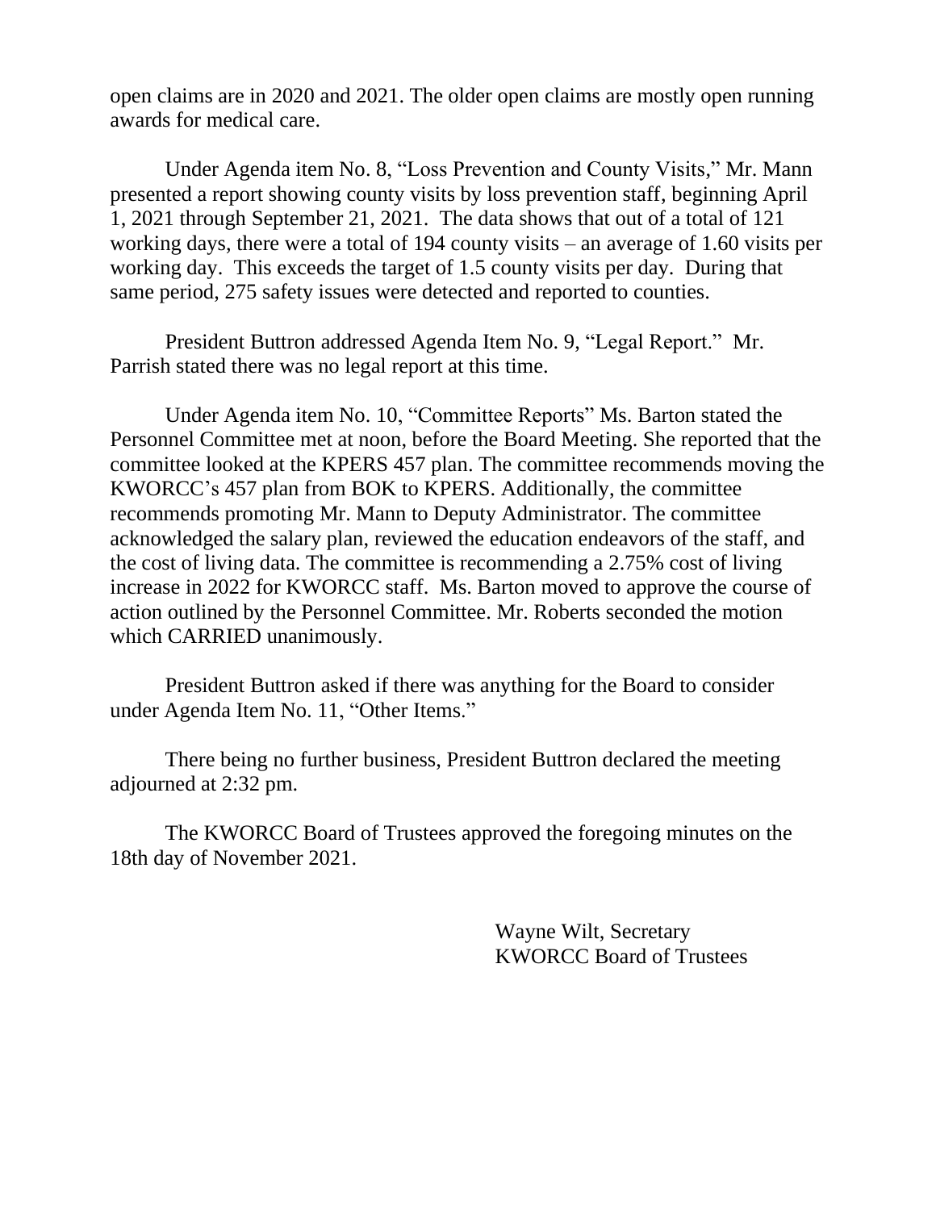open claims are in 2020 and 2021. The older open claims are mostly open running awards for medical care.

Under Agenda item No. 8, "Loss Prevention and County Visits," Mr. Mann presented a report showing county visits by loss prevention staff, beginning April 1, 2021 through September 21, 2021. The data shows that out of a total of 121 working days, there were a total of 194 county visits – an average of 1.60 visits per working day. This exceeds the target of 1.5 county visits per day. During that same period, 275 safety issues were detected and reported to counties.

President Buttron addressed Agenda Item No. 9, "Legal Report." Mr. Parrish stated there was no legal report at this time.

Under Agenda item No. 10, "Committee Reports" Ms. Barton stated the Personnel Committee met at noon, before the Board Meeting. She reported that the committee looked at the KPERS 457 plan. The committee recommends moving the KWORCC's 457 plan from BOK to KPERS. Additionally, the committee recommends promoting Mr. Mann to Deputy Administrator. The committee acknowledged the salary plan, reviewed the education endeavors of the staff, and the cost of living data. The committee is recommending a 2.75% cost of living increase in 2022 for KWORCC staff. Ms. Barton moved to approve the course of action outlined by the Personnel Committee. Mr. Roberts seconded the motion which CARRIED unanimously.

President Buttron asked if there was anything for the Board to consider under Agenda Item No. 11, "Other Items."

There being no further business, President Buttron declared the meeting adjourned at 2:32 pm.

The KWORCC Board of Trustees approved the foregoing minutes on the 18th day of November 2021.

Wayne Wilt, Secretary
KWORCC Board of Trustees